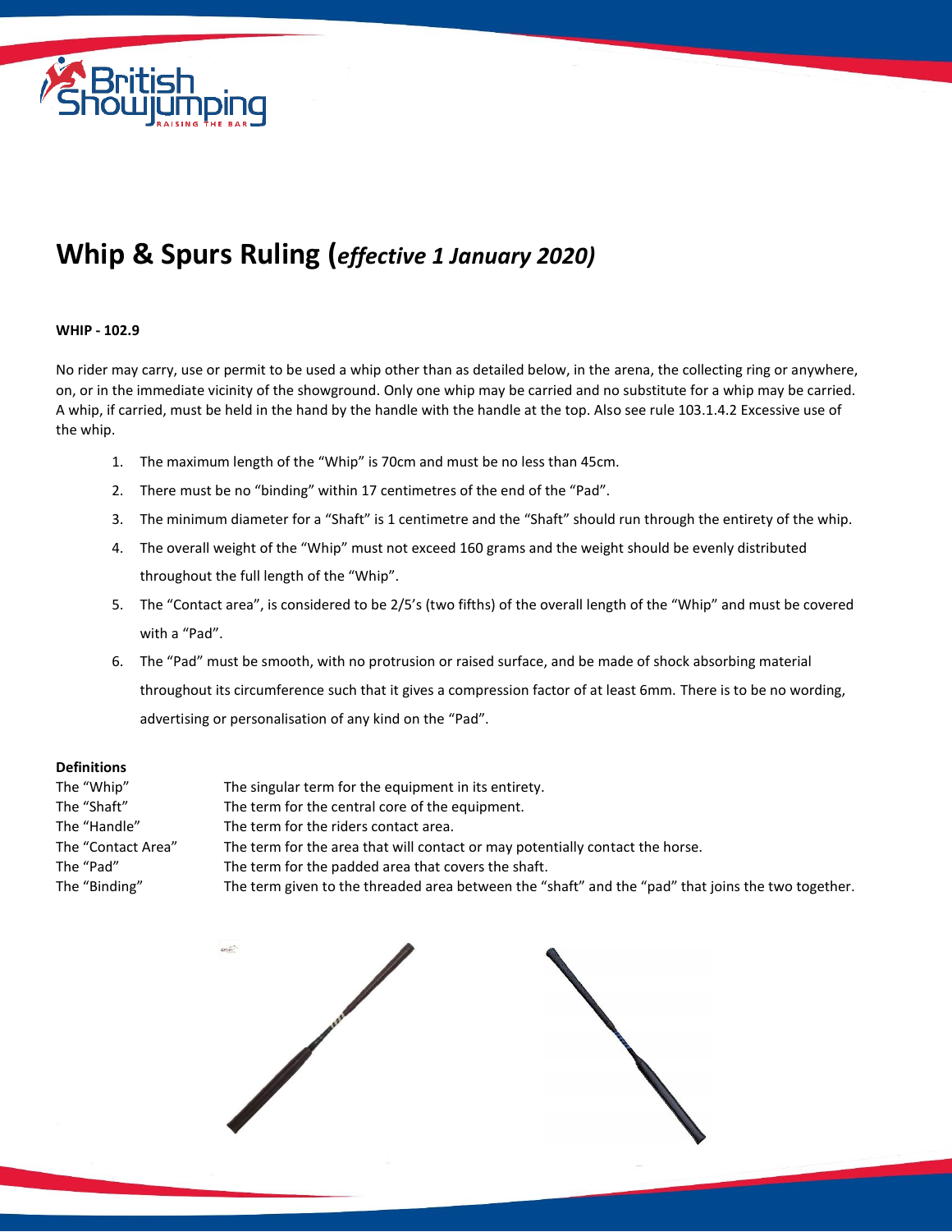# Whip & Spurs Ruling (*effective 1 January 2020)*

**WHIP - 102.9**

No rider may carry, use or permit to be used a whip other than as detailed below, in the arena, the collecting ring or anywhere, on, or in the immediate vicinity of the showground. Only one whip may be carried and no substitute for a whip may be carried. A whip, if carried, must be held in the hand by the handle with the handle at the top. Also see rule 103.1.4.2 Excessive use of the whip.

1. The maximum length of the "Whip" is 70cm and must be no less than 45cm.
2. There must be no "binding" within 17 centimetres of the end of the "Pad".
3. The minimum diameter for a "Shaft" is 1 centimetre and the "Shaft" should run through the entirety of the whip.
4. The overall weight of the "Whip" must not exceed 160 grams and the weight should be evenly distributed throughout the full length of the "Whip".
5. The "Contact area", is considered to be 2/5's (two fifths) of the overall length of the "Whip" and must be covered with a "Pad".
6. The "Pad" must be smooth, with no protrusion or raised surface, and be made of shock absorbing material throughout its circumference such that it gives a compression factor of at least 6mm. There is to be no wording, advertising or personalisation of any kind on the "Pad".

**Definitions**

| | |
|---|---|
| The "Whip" | The singular term for the equipment in its entirety. |
| The "Shaft" | The term for the central core of the equipment. |
| The "Handle" | The term for the riders contact area. |
| The "Contact Area" | The term for the area that will contact or may potentially contact the horse. |
| The "Pad" | The term for the padded area that covers the shaft. |
| The "Binding" | The term given to the threaded area between the "shaft" and the "pad" that joins the two together. |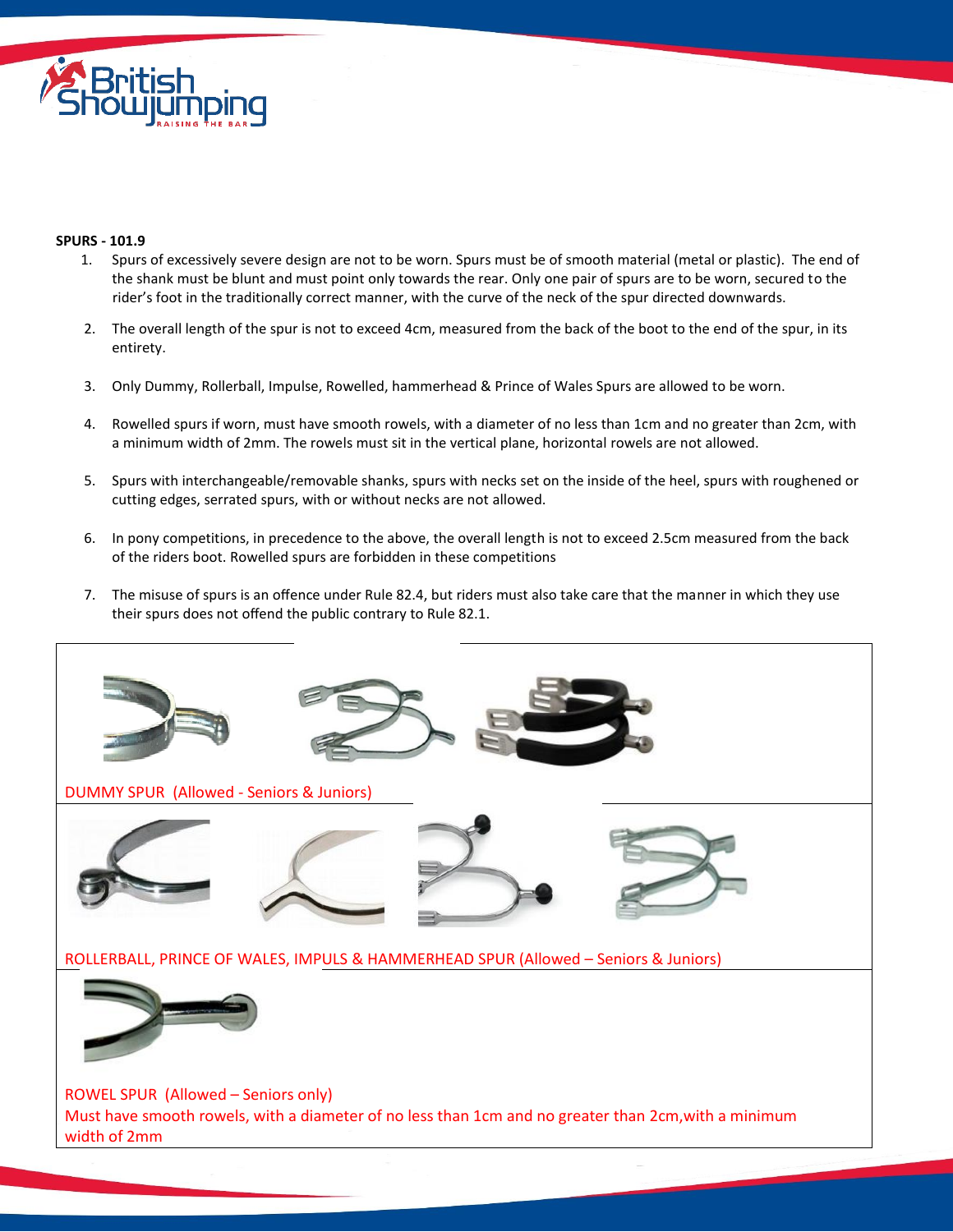**SPURS - 101.9**

1. Spurs of excessively severe design are not to be worn. Spurs must be of smooth material (metal or plastic). The end of the shank must be blunt and must point only towards the rear. Only one pair of spurs are to be worn, secured to the rider's foot in the traditionally correct manner, with the curve of the neck of the spur directed downwards.

2. The overall length of the spur is not to exceed 4cm, measured from the back of the boot to the end of the spur, in its entirety.

3. Only Dummy, Rollerball, Impulse, Rowelled, hammerhead & Prince of Wales Spurs are allowed to be worn.

4. Rowelled spurs if worn, must have smooth rowels, with a diameter of no less than 1cm and no greater than 2cm, with a minimum width of 2mm. The rowels must sit in the vertical plane, horizontal rowels are not allowed.

5. Spurs with interchangeable/removable shanks, spurs with necks set on the inside of the heel, spurs with roughened or cutting edges, serrated spurs, with or without necks are not allowed.

6. In pony competitions, in precedence to the above, the overall length is not to exceed 2.5cm measured from the back of the riders boot. Rowelled spurs are forbidden in these competitions

7. The misuse of spurs is an offence under Rule 82.4, but riders must also take care that the manner in which they use their spurs does not offend the public contrary to Rule 82.1.

DUMMY SPUR (Allowed - Seniors & Juniors)

ROLLERBALL, PRINCE OF WALES, IMPULS & HAMMERHEAD SPUR (Allowed – Seniors & Juniors)

ROWEL SPUR (Allowed – Seniors only)
Must have smooth rowels, with a diameter of no less than 1cm and no greater than 2cm,with a minimum width of 2mm